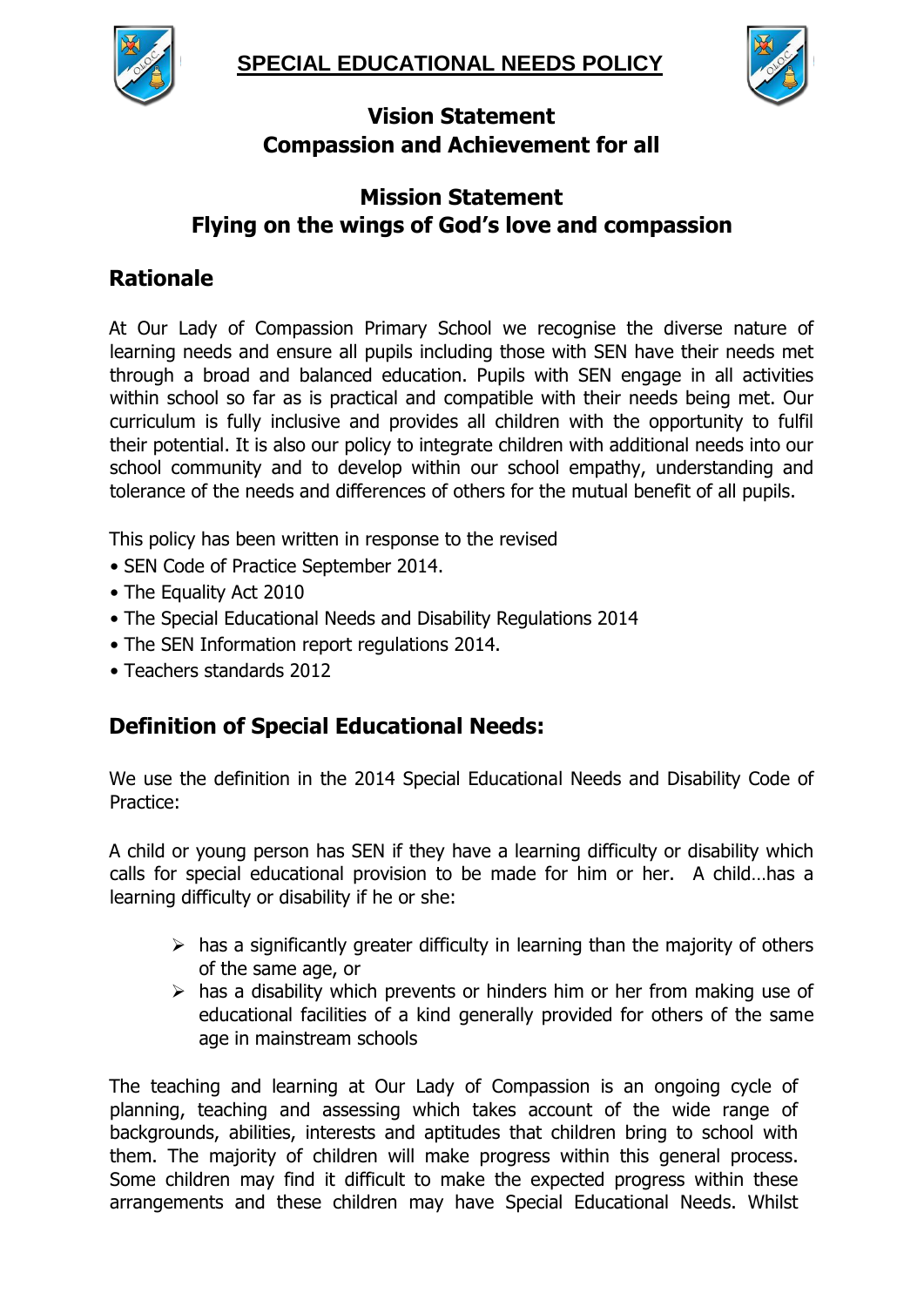# SPECIAL EDUCATIONAL NEEDS POLICY

## Vision Statement
## Compassion and Achievement for all

## Mission Statement
## Flying on the wings of God's love and compassion

## Rationale

At Our Lady of Compassion Primary School we recognise the diverse nature of learning needs and ensure all pupils including those with SEN have their needs met through a broad and balanced education. Pupils with SEN engage in all activities within school so far as is practical and compatible with their needs being met. Our curriculum is fully inclusive and provides all children with the opportunity to fulfil their potential. It is also our policy to integrate children with additional needs into our school community and to develop within our school empathy, understanding and tolerance of the needs and differences of others for the mutual benefit of all pupils.

This policy has been written in response to the revised

- SEN Code of Practice September 2014.
- The Equality Act 2010
- The Special Educational Needs and Disability Regulations 2014
- The SEN Information report regulations 2014.
- Teachers standards 2012

## Definition of Special Educational Needs:

We use the definition in the 2014 Special Educational Needs and Disability Code of Practice:

A child or young person has SEN if they have a learning difficulty or disability which calls for special educational provision to be made for him or her. A child…has a learning difficulty or disability if he or she:

- has a significantly greater difficulty in learning than the majority of others of the same age, or
- has a disability which prevents or hinders him or her from making use of educational facilities of a kind generally provided for others of the same age in mainstream schools

The teaching and learning at Our Lady of Compassion is an ongoing cycle of planning, teaching and assessing which takes account of the wide range of backgrounds, abilities, interests and aptitudes that children bring to school with them. The majority of children will make progress within this general process. Some children may find it difficult to make the expected progress within these arrangements and these children may have Special Educational Needs. Whilst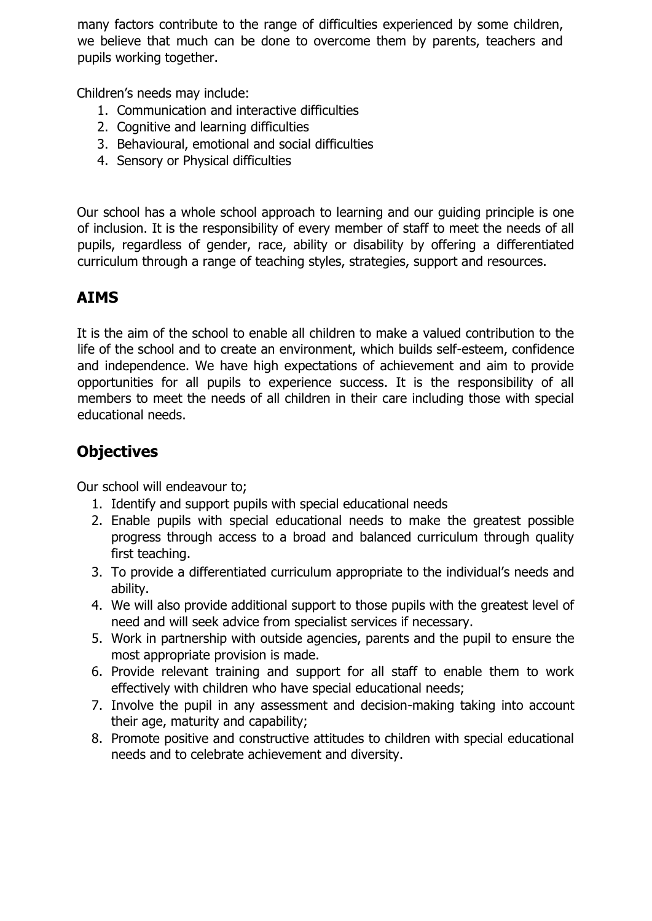many factors contribute to the range of difficulties experienced by some children, we believe that much can be done to overcome them by parents, teachers and pupils working together.

Children's needs may include:

1. Communication and interactive difficulties
2. Cognitive and learning difficulties
3. Behavioural, emotional and social difficulties
4. Sensory or Physical difficulties

Our school has a whole school approach to learning and our guiding principle is one of inclusion. It is the responsibility of every member of staff to meet the needs of all pupils, regardless of gender, race, ability or disability by offering a differentiated curriculum through a range of teaching styles, strategies, support and resources.

## AIMS

It is the aim of the school to enable all children to make a valued contribution to the life of the school and to create an environment, which builds self-esteem, confidence and independence. We have high expectations of achievement and aim to provide opportunities for all pupils to experience success. It is the responsibility of all members to meet the needs of all children in their care including those with special educational needs.

## Objectives

Our school will endeavour to;

1. Identify and support pupils with special educational needs
2. Enable pupils with special educational needs to make the greatest possible progress through access to a broad and balanced curriculum through quality first teaching.
3. To provide a differentiated curriculum appropriate to the individual's needs and ability.
4. We will also provide additional support to those pupils with the greatest level of need and will seek advice from specialist services if necessary.
5. Work in partnership with outside agencies, parents and the pupil to ensure the most appropriate provision is made.
6. Provide relevant training and support for all staff to enable them to work effectively with children who have special educational needs;
7. Involve the pupil in any assessment and decision-making taking into account their age, maturity and capability;
8. Promote positive and constructive attitudes to children with special educational needs and to celebrate achievement and diversity.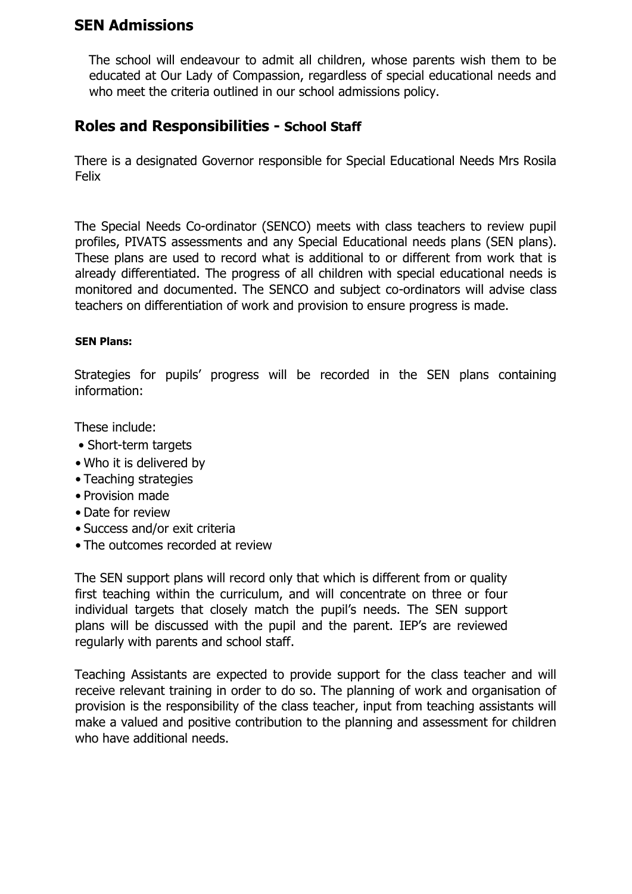## SEN Admissions

The school will endeavour to admit all children, whose parents wish them to be educated at Our Lady of Compassion, regardless of special educational needs and who meet the criteria outlined in our school admissions policy.

## Roles and Responsibilities - School Staff

There is a designated Governor responsible for Special Educational Needs Mrs Rosila Felix

The Special Needs Co-ordinator (SENCO) meets with class teachers to review pupil profiles, PIVATS assessments and any Special Educational needs plans (SEN plans). These plans are used to record what is additional to or different from work that is already differentiated. The progress of all children with special educational needs is monitored and documented. The SENCO and subject co-ordinators will advise class teachers on differentiation of work and provision to ensure progress is made.

#### SEN Plans:

Strategies for pupils' progress will be recorded in the SEN plans containing information:

These include:

- Short-term targets
- Who it is delivered by
- Teaching strategies
- Provision made
- Date for review
- Success and/or exit criteria
- The outcomes recorded at review

The SEN support plans will record only that which is different from or quality first teaching within the curriculum, and will concentrate on three or four individual targets that closely match the pupil's needs. The SEN support plans will be discussed with the pupil and the parent. IEP's are reviewed regularly with parents and school staff.

Teaching Assistants are expected to provide support for the class teacher and will receive relevant training in order to do so. The planning of work and organisation of provision is the responsibility of the class teacher, input from teaching assistants will make a valued and positive contribution to the planning and assessment for children who have additional needs.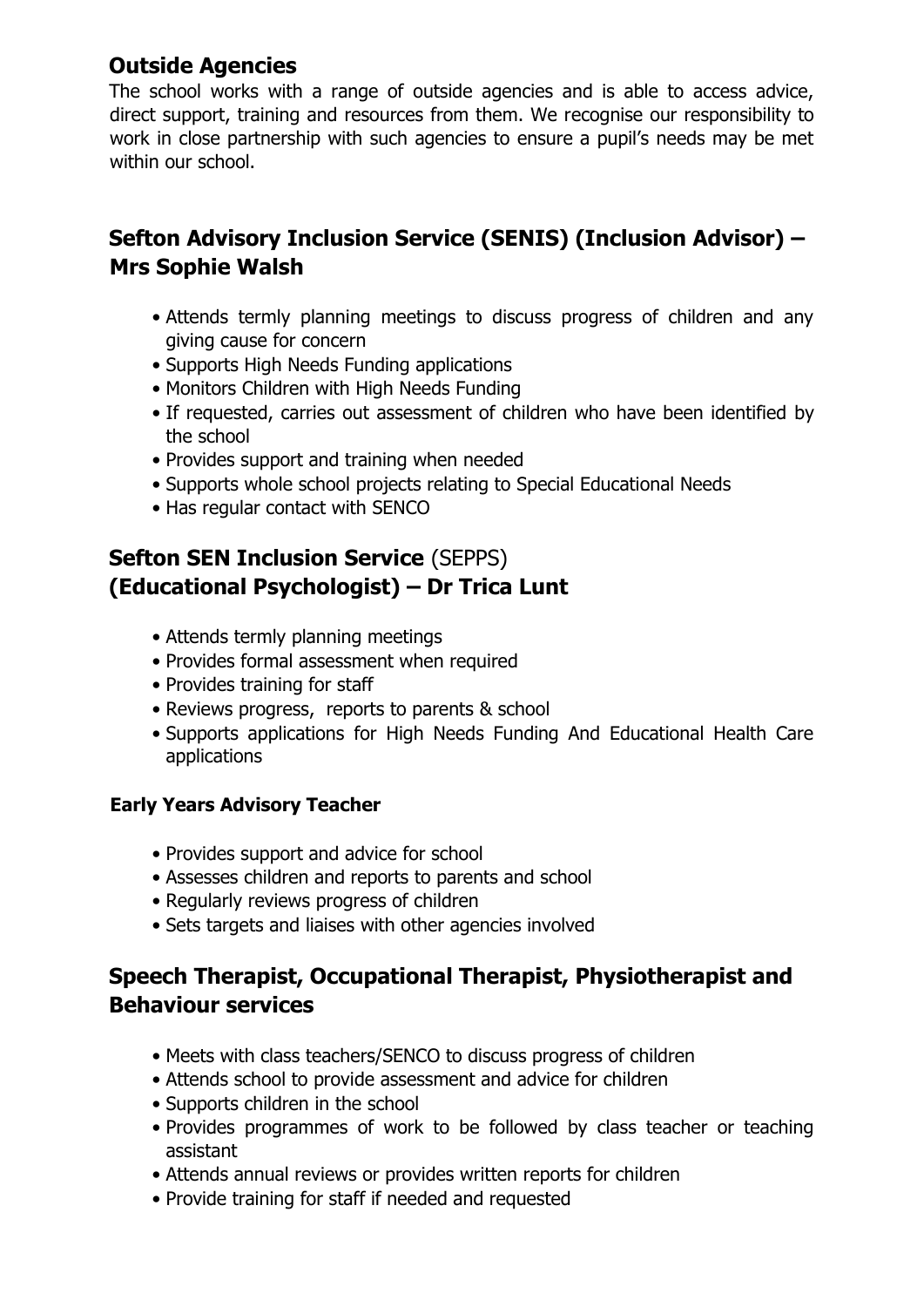## Outside Agencies

The school works with a range of outside agencies and is able to access advice, direct support, training and resources from them. We recognise our responsibility to work in close partnership with such agencies to ensure a pupil's needs may be met within our school.

## Sefton Advisory Inclusion Service (SENIS) (Inclusion Advisor) – Mrs Sophie Walsh

- Attends termly planning meetings to discuss progress of children and any giving cause for concern
- Supports High Needs Funding applications
- Monitors Children with High Needs Funding
- If requested, carries out assessment of children who have been identified by the school
- Provides support and training when needed
- Supports whole school projects relating to Special Educational Needs
- Has regular contact with SENCO

## Sefton SEN Inclusion Service (SEPPS) (Educational Psychologist) – Dr Trica Lunt

- Attends termly planning meetings
- Provides formal assessment when required
- Provides training for staff
- Reviews progress, reports to parents & school
- Supports applications for High Needs Funding And Educational Health Care applications

### Early Years Advisory Teacher

- Provides support and advice for school
- Assesses children and reports to parents and school
- Regularly reviews progress of children
- Sets targets and liaises with other agencies involved

## Speech Therapist, Occupational Therapist, Physiotherapist and Behaviour services

- Meets with class teachers/SENCO to discuss progress of children
- Attends school to provide assessment and advice for children
- Supports children in the school
- Provides programmes of work to be followed by class teacher or teaching assistant
- Attends annual reviews or provides written reports for children
- Provide training for staff if needed and requested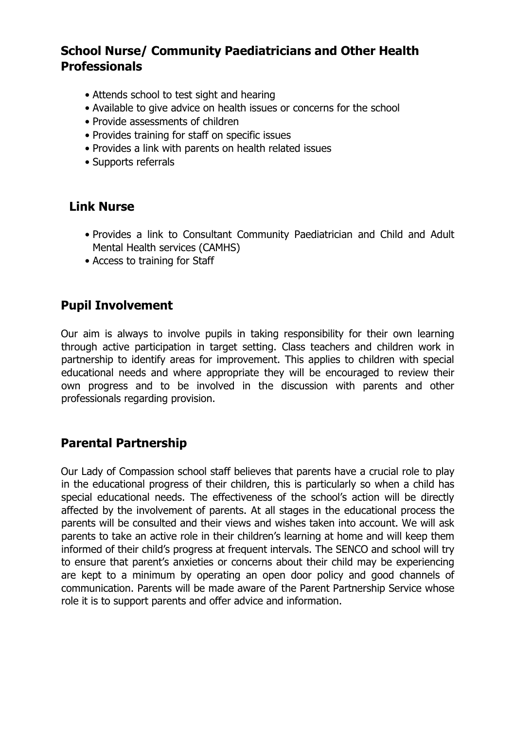## School Nurse/ Community Paediatricians and Other Health Professionals

- Attends school to test sight and hearing
- Available to give advice on health issues or concerns for the school
- Provide assessments of children
- Provides training for staff on specific issues
- Provides a link with parents on health related issues
- Supports referrals

## Link Nurse

- Provides a link to Consultant Community Paediatrician and Child and Adult Mental Health services (CAMHS)
- Access to training for Staff

## Pupil Involvement

Our aim is always to involve pupils in taking responsibility for their own learning through active participation in target setting. Class teachers and children work in partnership to identify areas for improvement. This applies to children with special educational needs and where appropriate they will be encouraged to review their own progress and to be involved in the discussion with parents and other professionals regarding provision.

## Parental Partnership

Our Lady of Compassion school staff believes that parents have a crucial role to play in the educational progress of their children, this is particularly so when a child has special educational needs. The effectiveness of the school's action will be directly affected by the involvement of parents. At all stages in the educational process the parents will be consulted and their views and wishes taken into account. We will ask parents to take an active role in their children's learning at home and will keep them informed of their child's progress at frequent intervals. The SENCO and school will try to ensure that parent's anxieties or concerns about their child may be experiencing are kept to a minimum by operating an open door policy and good channels of communication. Parents will be made aware of the Parent Partnership Service whose role it is to support parents and offer advice and information.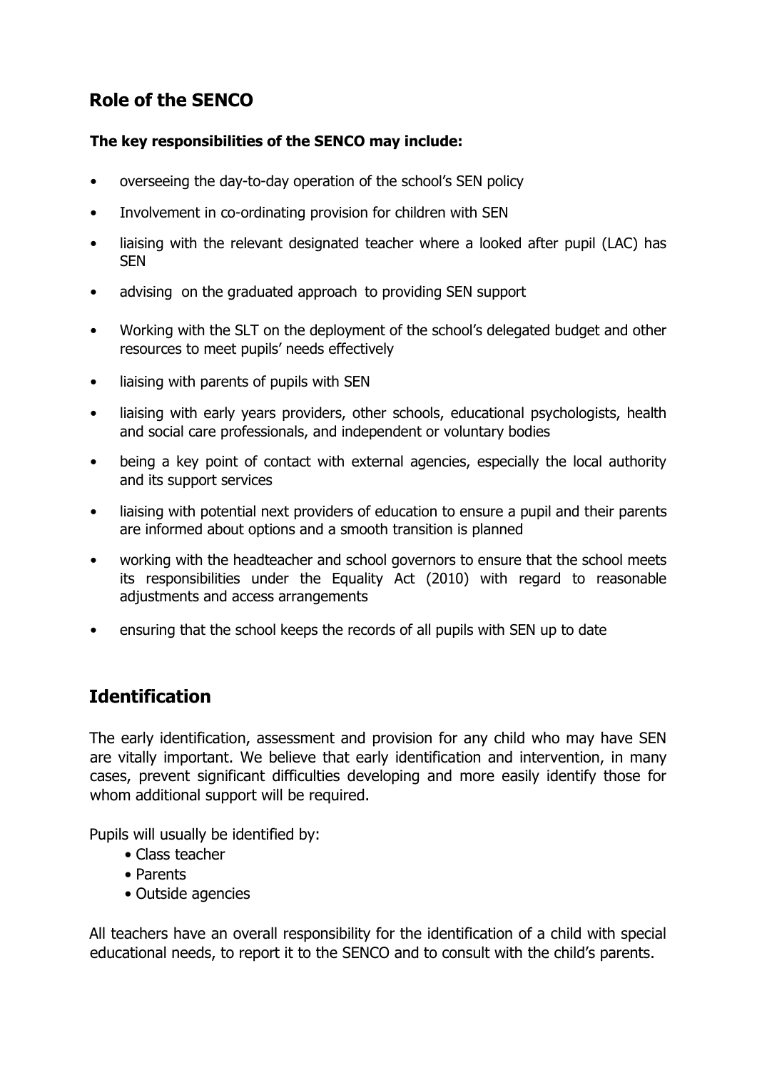## Role of the SENCO

**The key responsibilities of the SENCO may include:**

- overseeing the day-to-day operation of the school's SEN policy
- Involvement in co-ordinating provision for children with SEN
- liaising with the relevant designated teacher where a looked after pupil (LAC) has SEN
- advising on the graduated approach to providing SEN support
- Working with the SLT on the deployment of the school's delegated budget and other resources to meet pupils' needs effectively
- liaising with parents of pupils with SEN
- liaising with early years providers, other schools, educational psychologists, health and social care professionals, and independent or voluntary bodies
- being a key point of contact with external agencies, especially the local authority and its support services
- liaising with potential next providers of education to ensure a pupil and their parents are informed about options and a smooth transition is planned
- working with the headteacher and school governors to ensure that the school meets its responsibilities under the Equality Act (2010) with regard to reasonable adjustments and access arrangements
- ensuring that the school keeps the records of all pupils with SEN up to date

## Identification

The early identification, assessment and provision for any child who may have SEN are vitally important. We believe that early identification and intervention, in many cases, prevent significant difficulties developing and more easily identify those for whom additional support will be required.

Pupils will usually be identified by:

- Class teacher
- Parents
- Outside agencies

All teachers have an overall responsibility for the identification of a child with special educational needs, to report it to the SENCO and to consult with the child's parents.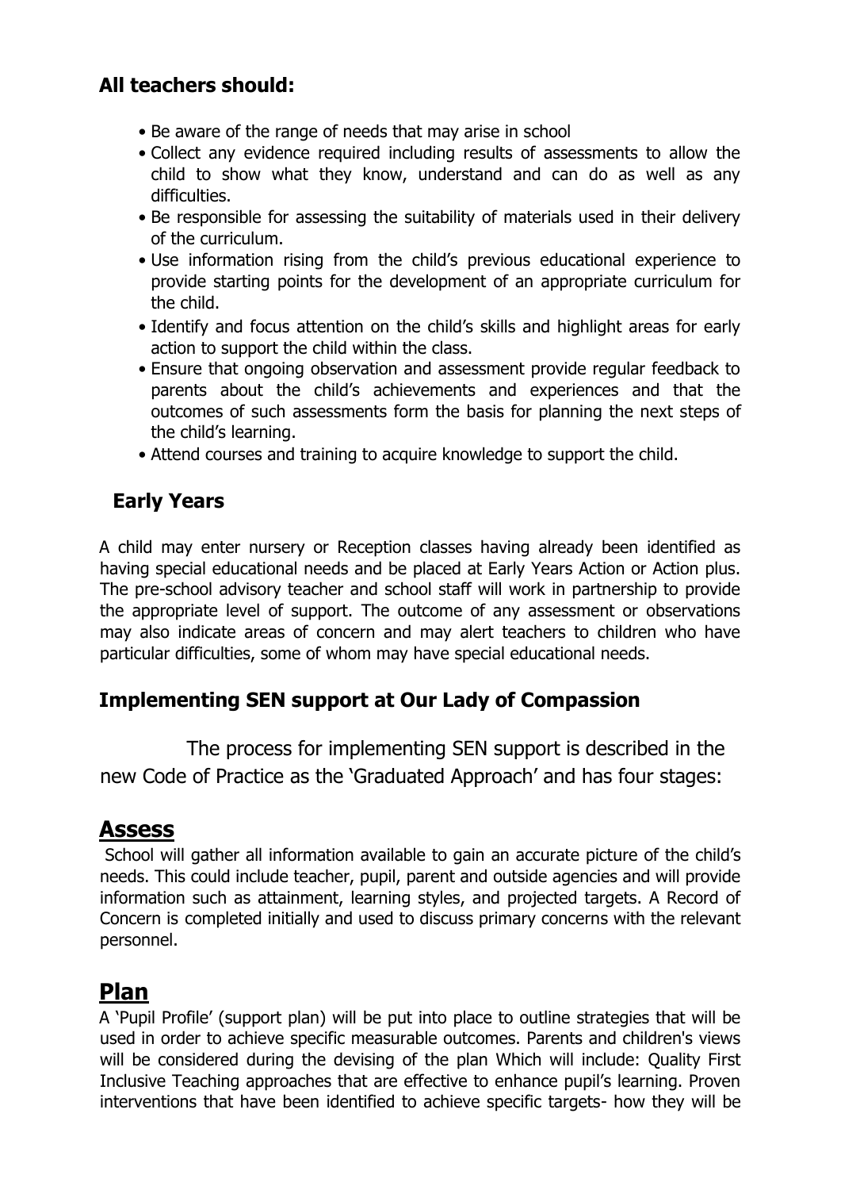### All teachers should:

- Be aware of the range of needs that may arise in school
- Collect any evidence required including results of assessments to allow the child to show what they know, understand and can do as well as any difficulties.
- Be responsible for assessing the suitability of materials used in their delivery of the curriculum.
- Use information rising from the child's previous educational experience to provide starting points for the development of an appropriate curriculum for the child.
- Identify and focus attention on the child's skills and highlight areas for early action to support the child within the class.
- Ensure that ongoing observation and assessment provide regular feedback to parents about the child's achievements and experiences and that the outcomes of such assessments form the basis for planning the next steps of the child's learning.
- Attend courses and training to acquire knowledge to support the child.

### Early Years

A child may enter nursery or Reception classes having already been identified as having special educational needs and be placed at Early Years Action or Action plus. The pre-school advisory teacher and school staff will work in partnership to provide the appropriate level of support. The outcome of any assessment or observations may also indicate areas of concern and may alert teachers to children who have particular difficulties, some of whom may have special educational needs.

### Implementing SEN support at Our Lady of Compassion

The process for implementing SEN support is described in the new Code of Practice as the 'Graduated Approach' and has four stages:

## Assess

School will gather all information available to gain an accurate picture of the child's needs. This could include teacher, pupil, parent and outside agencies and will provide information such as attainment, learning styles, and projected targets. A Record of Concern is completed initially and used to discuss primary concerns with the relevant personnel.

## Plan

A 'Pupil Profile' (support plan) will be put into place to outline strategies that will be used in order to achieve specific measurable outcomes. Parents and children's views will be considered during the devising of the plan Which will include: Quality First Inclusive Teaching approaches that are effective to enhance pupil's learning. Proven interventions that have been identified to achieve specific targets- how they will be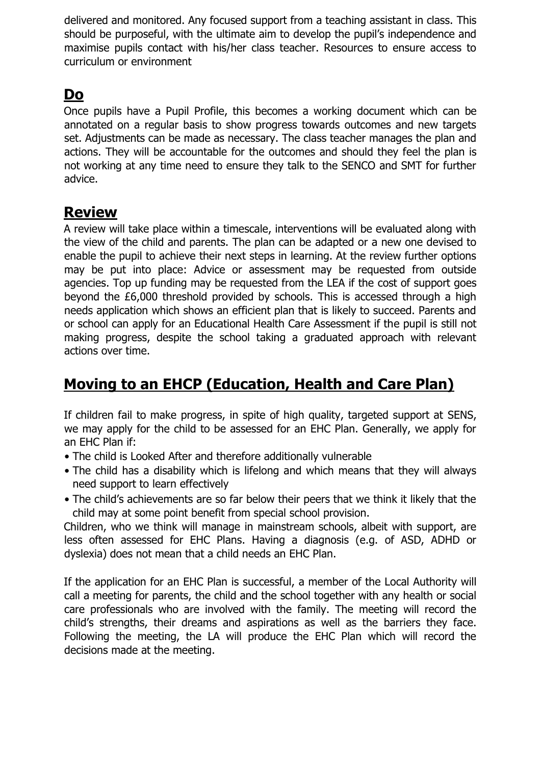delivered and monitored. Any focused support from a teaching assistant in class. This should be purposeful, with the ultimate aim to develop the pupil's independence and maximise pupils contact with his/her class teacher. Resources to ensure access to curriculum or environment

## **Do**

Once pupils have a Pupil Profile, this becomes a working document which can be annotated on a regular basis to show progress towards outcomes and new targets set. Adjustments can be made as necessary. The class teacher manages the plan and actions. They will be accountable for the outcomes and should they feel the plan is not working at any time need to ensure they talk to the SENCO and SMT for further advice.

## **Review**

A review will take place within a timescale, interventions will be evaluated along with the view of the child and parents. The plan can be adapted or a new one devised to enable the pupil to achieve their next steps in learning. At the review further options may be put into place: Advice or assessment may be requested from outside agencies. Top up funding may be requested from the LEA if the cost of support goes beyond the £6,000 threshold provided by schools. This is accessed through a high needs application which shows an efficient plan that is likely to succeed. Parents and or school can apply for an Educational Health Care Assessment if the pupil is still not making progress, despite the school taking a graduated approach with relevant actions over time.

## **Moving to an EHCP (Education, Health and Care Plan)**

If children fail to make progress, in spite of high quality, targeted support at SENS, we may apply for the child to be assessed for an EHC Plan. Generally, we apply for an EHC Plan if:

- The child is Looked After and therefore additionally vulnerable
- The child has a disability which is lifelong and which means that they will always need support to learn effectively
- The child's achievements are so far below their peers that we think it likely that the child may at some point benefit from special school provision.

Children, who we think will manage in mainstream schools, albeit with support, are less often assessed for EHC Plans. Having a diagnosis (e.g. of ASD, ADHD or dyslexia) does not mean that a child needs an EHC Plan.

If the application for an EHC Plan is successful, a member of the Local Authority will call a meeting for parents, the child and the school together with any health or social care professionals who are involved with the family. The meeting will record the child's strengths, their dreams and aspirations as well as the barriers they face. Following the meeting, the LA will produce the EHC Plan which will record the decisions made at the meeting.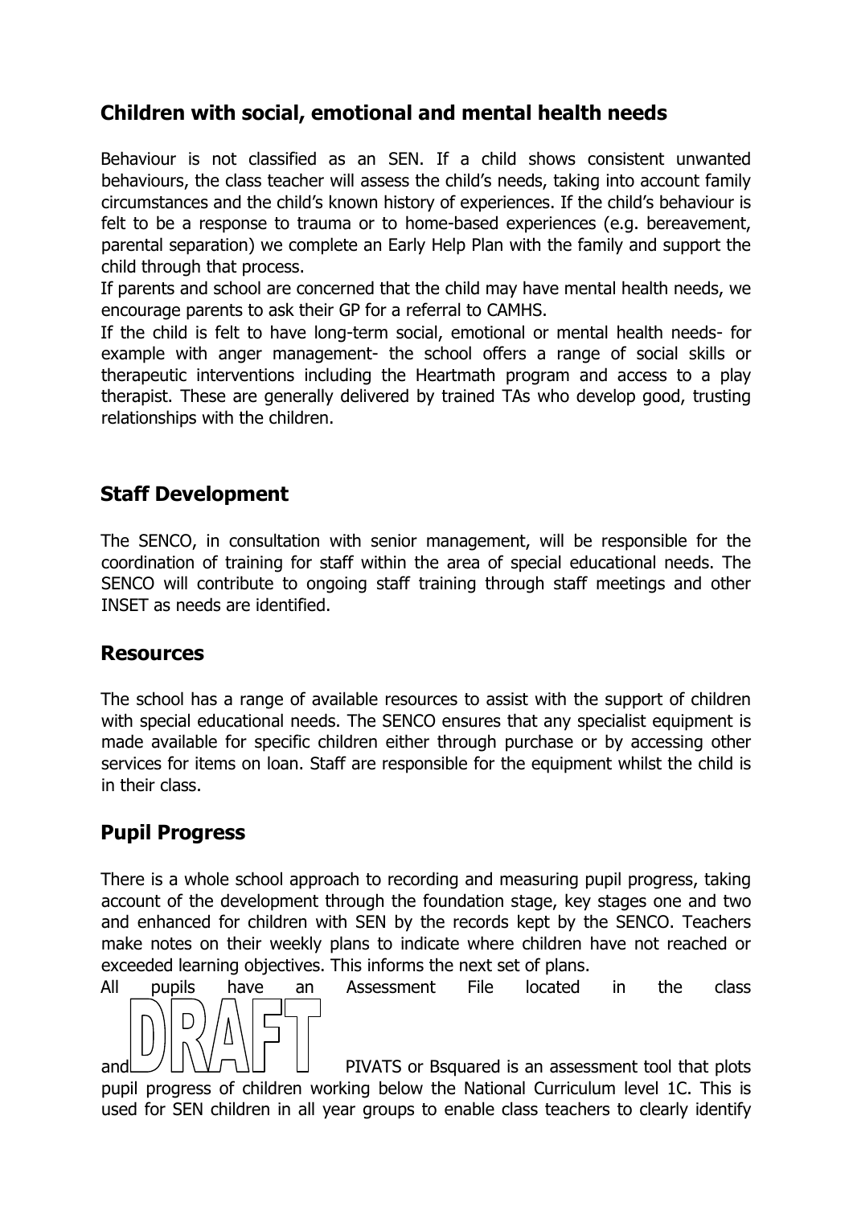## Children with social, emotional and mental health needs

Behaviour is not classified as an SEN. If a child shows consistent unwanted behaviours, the class teacher will assess the child's needs, taking into account family circumstances and the child's known history of experiences. If the child's behaviour is felt to be a response to trauma or to home-based experiences (e.g. bereavement, parental separation) we complete an Early Help Plan with the family and support the child through that process.

If parents and school are concerned that the child may have mental health needs, we encourage parents to ask their GP for a referral to CAMHS.

If the child is felt to have long-term social, emotional or mental health needs- for example with anger management- the school offers a range of social skills or therapeutic interventions including the Heartmath program and access to a play therapist. These are generally delivered by trained TAs who develop good, trusting relationships with the children.

## Staff Development

The SENCO, in consultation with senior management, will be responsible for the coordination of training for staff within the area of special educational needs. The SENCO will contribute to ongoing staff training through staff meetings and other INSET as needs are identified.

## Resources

The school has a range of available resources to assist with the support of children with special educational needs. The SENCO ensures that any specialist equipment is made available for specific children either through purchase or by accessing other services for items on loan. Staff are responsible for the equipment whilst the child is in their class.

## Pupil Progress

There is a whole school approach to recording and measuring pupil progress, taking account of the development through the foundation stage, key stages one and two and enhanced for children with SEN by the records kept by the SENCO. Teachers make notes on their weekly plans to indicate where children have not reached or exceeded learning objectives. This informs the next set of plans.

All pupils have an Assessment File located in the class and PIVATS or Bsquared is an assessment tool that plots pupil progress of children working below the National Curriculum level 1C. This is used for SEN children in all year groups to enable class teachers to clearly identify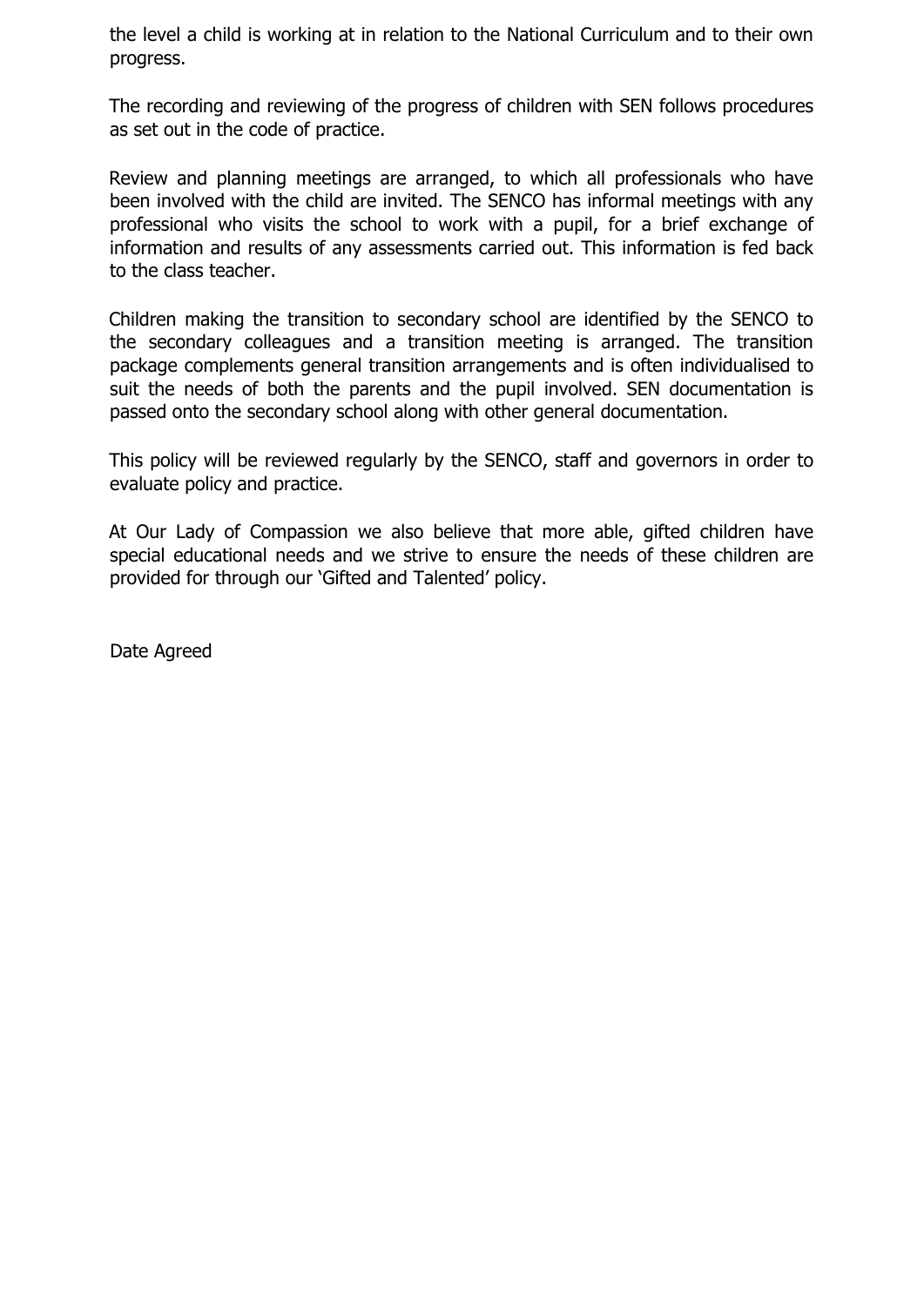the level a child is working at in relation to the National Curriculum and to their own progress.

The recording and reviewing of the progress of children with SEN follows procedures as set out in the code of practice.

Review and planning meetings are arranged, to which all professionals who have been involved with the child are invited. The SENCO has informal meetings with any professional who visits the school to work with a pupil, for a brief exchange of information and results of any assessments carried out. This information is fed back to the class teacher.

Children making the transition to secondary school are identified by the SENCO to the secondary colleagues and a transition meeting is arranged. The transition package complements general transition arrangements and is often individualised to suit the needs of both the parents and the pupil involved. SEN documentation is passed onto the secondary school along with other general documentation.

This policy will be reviewed regularly by the SENCO, staff and governors in order to evaluate policy and practice.

At Our Lady of Compassion we also believe that more able, gifted children have special educational needs and we strive to ensure the needs of these children are provided for through our 'Gifted and Talented' policy.

Date Agreed